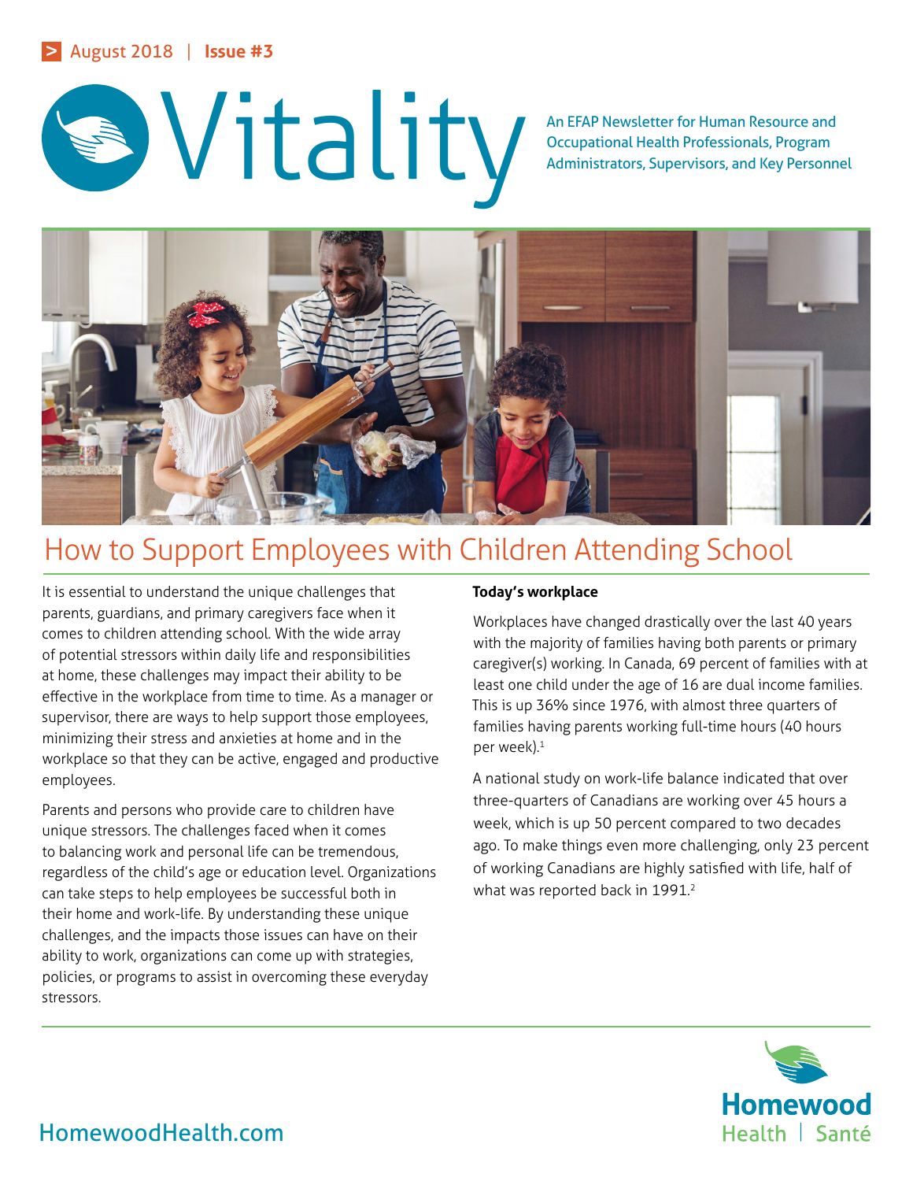August 2018 | Issue #3

# Vitality

An EFAP Newsletter for Human Resource and Occupational Health Professionals, Program Administrators, Supervisors, and Key Personnel

## How to Support Employees with Children Attending School

It is essential to understand the unique challenges that parents, guardians, and primary caregivers face when it comes to children attending school. With the wide array of potential stressors within daily life and responsibilities at home, these challenges may impact their ability to be effective in the workplace from time to time. As a manager or supervisor, there are ways to help support those employees, minimizing their stress and anxieties at home and in the workplace so that they can be active, engaged and productive employees.

Parents and persons who provide care to children have unique stressors. The challenges faced when it comes to balancing work and personal life can be tremendous, regardless of the child's age or education level. Organizations can take steps to help employees be successful both in their home and work-life. By understanding these unique challenges, and the impacts those issues can have on their ability to work, organizations can come up with strategies, policies, or programs to assist in overcoming these everyday stressors.

**Today's workplace**

Workplaces have changed drastically over the last 40 years with the majority of families having both parents or primary caregiver(s) working. In Canada, 69 percent of families with at least one child under the age of 16 are dual income families. This is up 36% since 1976, with almost three quarters of families having parents working full-time hours (40 hours per week).[1]

A national study on work-life balance indicated that over three-quarters of Canadians are working over 45 hours a week, which is up 50 percent compared to two decades ago. To make things even more challenging, only 23 percent of working Canadians are highly satisfied with life, half of what was reported back in 1991.[2]

HomewoodHealth.com

Homewood Health | Santé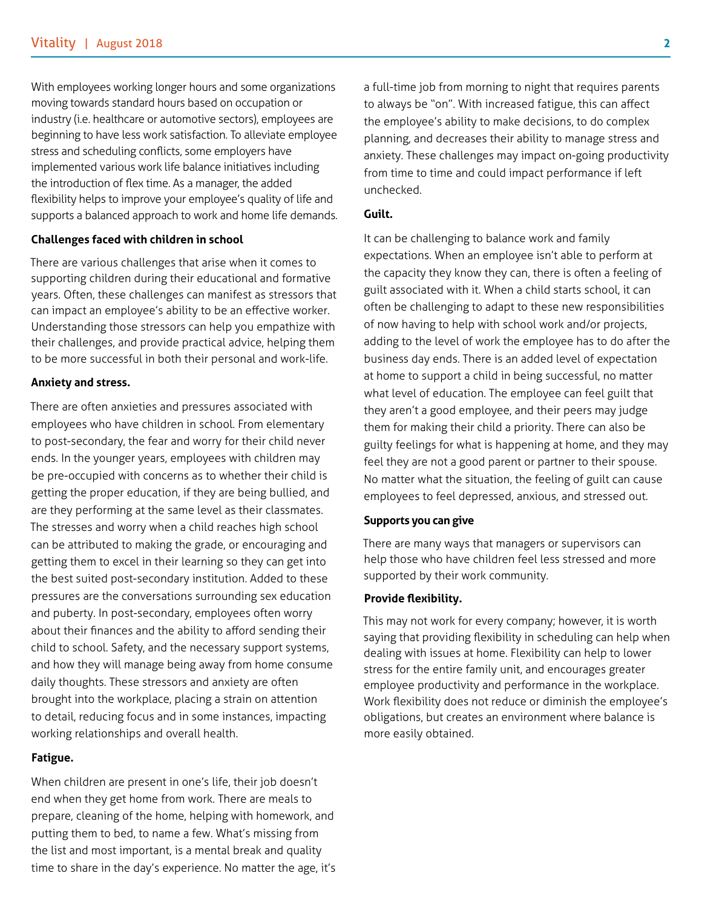With employees working longer hours and some organizations moving towards standard hours based on occupation or industry (i.e. healthcare or automotive sectors), employees are beginning to have less work satisfaction. To alleviate employee stress and scheduling conflicts, some employers have implemented various work life balance initiatives including the introduction of flex time. As a manager, the added flexibility helps to improve your employee's quality of life and supports a balanced approach to work and home life demands.

## Challenges faced with children in school

There are various challenges that arise when it comes to supporting children during their educational and formative years. Often, these challenges can manifest as stressors that can impact an employee's ability to be an effective worker. Understanding those stressors can help you empathize with their challenges, and provide practical advice, helping them to be more successful in both their personal and work-life.

### Anxiety and stress.

There are often anxieties and pressures associated with employees who have children in school. From elementary to post-secondary, the fear and worry for their child never ends. In the younger years, employees with children may be pre-occupied with concerns as to whether their child is getting the proper education, if they are being bullied, and are they performing at the same level as their classmates. The stresses and worry when a child reaches high school can be attributed to making the grade, or encouraging and getting them to excel in their learning so they can get into the best suited post-secondary institution. Added to these pressures are the conversations surrounding sex education and puberty. In post-secondary, employees often worry about their finances and the ability to afford sending their child to school. Safety, and the necessary support systems, and how they will manage being away from home consume daily thoughts. These stressors and anxiety are often brought into the workplace, placing a strain on attention to detail, reducing focus and in some instances, impacting working relationships and overall health.

### Fatigue.

When children are present in one's life, their job doesn't end when they get home from work. There are meals to prepare, cleaning of the home, helping with homework, and putting them to bed, to name a few. What's missing from the list and most important, is a mental break and quality time to share in the day's experience. No matter the age, it's a full-time job from morning to night that requires parents to always be "on". With increased fatigue, this can affect the employee's ability to make decisions, to do complex planning, and decreases their ability to manage stress and anxiety. These challenges may impact on-going productivity from time to time and could impact performance if left unchecked.

### Guilt.

It can be challenging to balance work and family expectations. When an employee isn't able to perform at the capacity they know they can, there is often a feeling of guilt associated with it. When a child starts school, it can often be challenging to adapt to these new responsibilities of now having to help with school work and/or projects, adding to the level of work the employee has to do after the business day ends. There is an added level of expectation at home to support a child in being successful, no matter what level of education. The employee can feel guilt that they aren't a good employee, and their peers may judge them for making their child a priority. There can also be guilty feelings for what is happening at home, and they may feel they are not a good parent or partner to their spouse. No matter what the situation, the feeling of guilt can cause employees to feel depressed, anxious, and stressed out.

## Supports you can give

There are many ways that managers or supervisors can help those who have children feel less stressed and more supported by their work community.

### Provide flexibility.

This may not work for every company; however, it is worth saying that providing flexibility in scheduling can help when dealing with issues at home. Flexibility can help to lower stress for the entire family unit, and encourages greater employee productivity and performance in the workplace. Work flexibility does not reduce or diminish the employee's obligations, but creates an environment where balance is more easily obtained.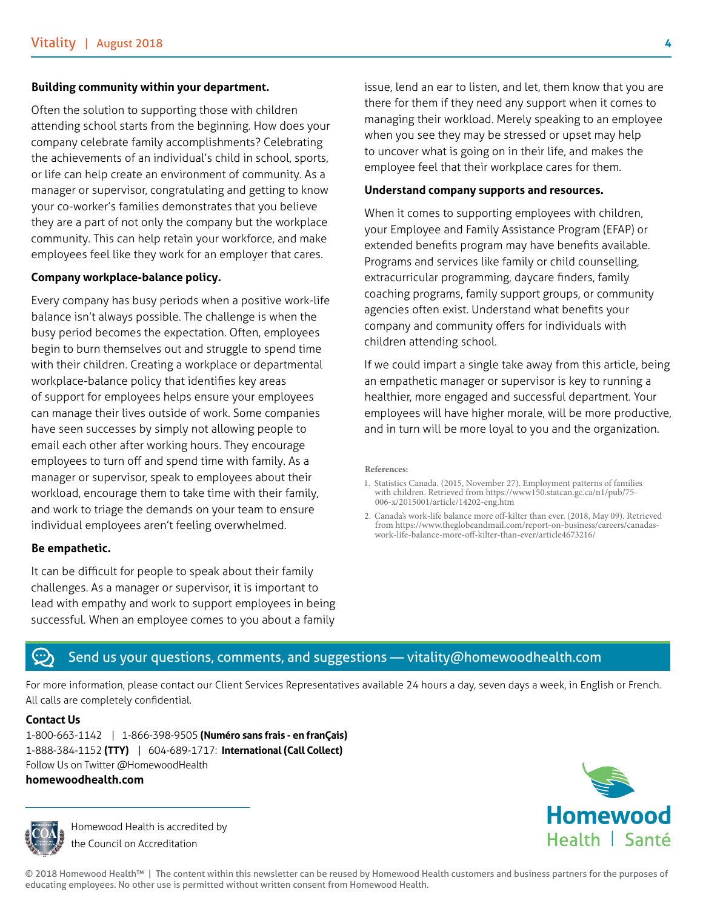**Building community within your department.**

Often the solution to supporting those with children attending school starts from the beginning. How does your company celebrate family accomplishments? Celebrating the achievements of an individual's child in school, sports, or life can help create an environment of community. As a manager or supervisor, congratulating and getting to know your co-worker's families demonstrates that you believe they are a part of not only the company but the workplace community. This can help retain your workforce, and make employees feel like they work for an employer that cares.

**Company workplace-balance policy.**

Every company has busy periods when a positive work-life balance isn't always possible. The challenge is when the busy period becomes the expectation. Often, employees begin to burn themselves out and struggle to spend time with their children. Creating a workplace or departmental workplace-balance policy that identifies key areas of support for employees helps ensure your employees can manage their lives outside of work. Some companies have seen successes by simply not allowing people to email each other after working hours. They encourage employees to turn off and spend time with family. As a manager or supervisor, speak to employees about their workload, encourage them to take time with their family, and work to triage the demands on your team to ensure individual employees aren't feeling overwhelmed.

**Be empathetic.**

It can be difficult for people to speak about their family challenges. As a manager or supervisor, it is important to lead with empathy and work to support employees in being successful. When an employee comes to you about a family issue, lend an ear to listen, and let, them know that you are there for them if they need any support when it comes to managing their workload. Merely speaking to an employee when you see they may be stressed or upset may help to uncover what is going on in their life, and makes the employee feel that their workplace cares for them.

**Understand company supports and resources.**

When it comes to supporting employees with children, your Employee and Family Assistance Program (EFAP) or extended benefits program may have benefits available. Programs and services like family or child counselling, extracurricular programming, daycare finders, family coaching programs, family support groups, or community agencies often exist. Understand what benefits your company and community offers for individuals with children attending school.

If we could impart a single take away from this article, being an empathetic manager or supervisor is key to running a healthier, more engaged and successful department. Your employees will have higher morale, will be more productive, and in turn will be more loyal to you and the organization.

**References:**

1. Statistics Canada. (2015, November 27). Employment patterns of families with children. Retrieved from https://www150.statcan.gc.ca/n1/pub/75-006-x/2015001/article/14202-eng.htm
2. Canada's work-life balance more off-kilter than ever. (2018, May 09). Retrieved from https://www.theglobeandmail.com/report-on-business/careers/canadas-work-life-balance-more-off-kilter-than-ever/article4673216/

Send us your questions, comments, and suggestions — vitality@homewoodhealth.com

For more information, please contact our Client Services Representatives available 24 hours a day, seven days a week, in English or French. All calls are completely confidential.

**Contact Us**

1-800-663-1142 | 1-866-398-9505 **(Numéro sans frais - en franÇais)**
1-888-384-1152 **(TTY)** | 604-689-1717: **International (Call Collect)**
Follow Us on Twitter @HomewoodHealth
**homewoodhealth.com**

Homewood Health is accredited by the Council on Accreditation

Homewood Health | Santé

© 2018 Homewood Health™ | The content within this newsletter can be reused by Homewood Health customers and business partners for the purposes of educating employees. No other use is permitted without written consent from Homewood Health.